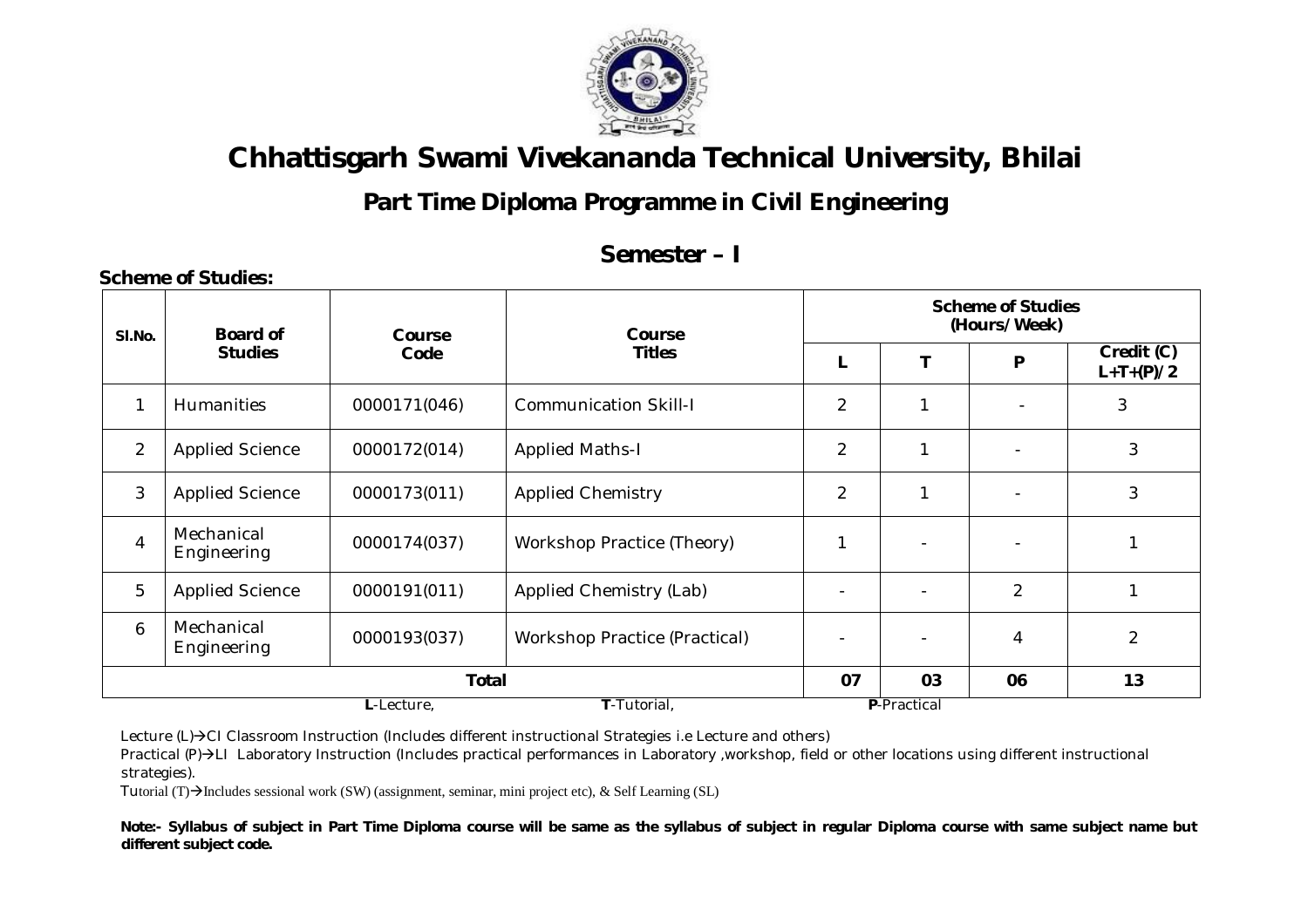# Chhattisgarh Swami Vivekananda Technical University, Bhilai

## Part Time Diploma Programme in Civil Engineering

### Semester – I

**Scheme of Studies:**

| Sl.No. | Board of Studies | Course Code | Course Titles | Scheme of Studies (Hours/Week) | | | |
|---|---|---|---|---|---|---|---|
| | | | | L | T | P | Credit (C) L+T+(P)/2 |
| 1 | Humanities | 0000171(046) | Communication Skill-I | 2 | 1 | - | 3 |
| 2 | Applied Science | 0000172(014) | Applied Maths-I | 2 | 1 | - | 3 |
| 3 | Applied Science | 0000173(011) | Applied Chemistry | 2 | 1 | - | 3 |
| 4 | Mechanical Engineering | 0000174(037) | Workshop Practice (Theory) | 1 | - | - | 1 |
| 5 | Applied Science | 0000191(011) | Applied Chemistry (Lab) | - | - | 2 | 1 |
| 6 | Mechanical Engineering | 0000193(037) | Workshop Practice (Practical) | - | - | 4 | 2 |
| **Total** | | | | **07** | **03** | **06** | **13** |

**L**-Lecture, **T**-Tutorial, **P**-Practical

Lecture (L)→CI Classroom Instruction (Includes different instructional Strategies i.e Lecture and others)

Practical (P)→LI Laboratory Instruction (Includes practical performances in Laboratory ,workshop, field or other locations using different instructional strategies).

Tutorial (T)→Includes sessional work (SW) (assignment, seminar, mini project etc), & Self Learning (SL)

**Note:- Syllabus of subject in Part Time Diploma course will be same as the syllabus of subject in regular Diploma course with same subject name but different subject code.**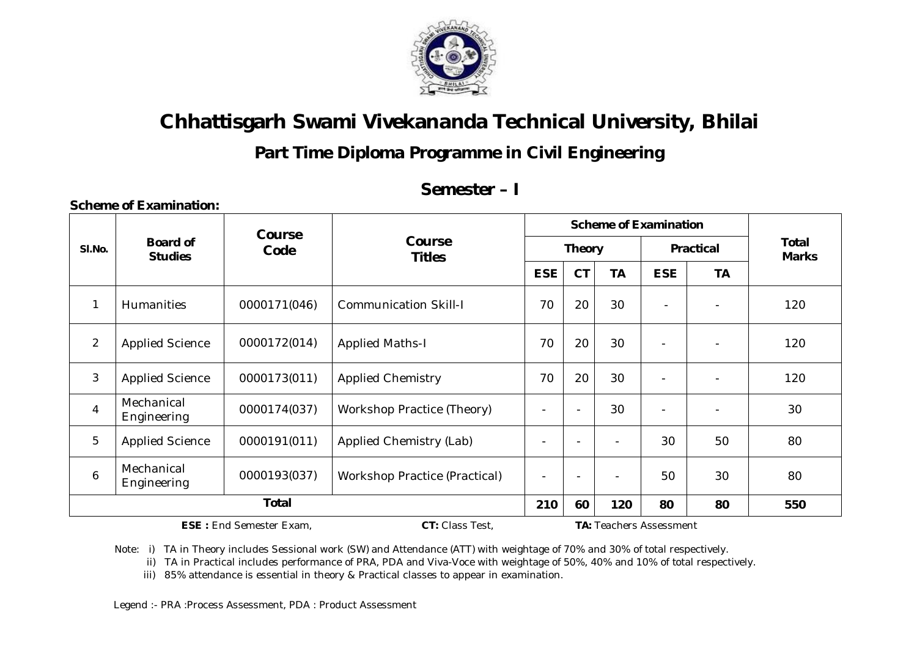# Chhattisgarh Swami Vivekananda Technical University, Bhilai

## Part Time Diploma Programme in Civil Engineering

### Semester – I

**Scheme of Examination:**

| Sl.No. | Board of Studies | Course Code | Course Titles | Scheme of Examination | | | | | Total Marks |
|---|---|---|---|---|---|---|---|---|---|
| | | | | Theory | | | Practical | | |
| | | | | ESE | CT | TA | ESE | TA | |
| 1 | Humanities | 0000171(046) | Communication Skill-I | 70 | 20 | 30 | - | - | 120 |
| 2 | Applied Science | 0000172(014) | Applied Maths-I | 70 | 20 | 30 | - | - | 120 |
| 3 | Applied Science | 0000173(011) | Applied Chemistry | 70 | 20 | 30 | - | - | 120 |
| 4 | Mechanical Engineering | 0000174(037) | Workshop Practice (Theory) | - | - | 30 | - | - | 30 |
| 5 | Applied Science | 0000191(011) | Applied Chemistry (Lab) | - | - | - | 30 | 50 | 80 |
| 6 | Mechanical Engineering | 0000193(037) | Workshop Practice (Practical) | - | - | - | 50 | 30 | 80 |
| **Total** | | | | **210** | **60** | **120** | **80** | **80** | **550** |

**ESE :** End Semester Exam, **CT:** Class Test, **TA:** Teachers Assessment

Note: i) TA in Theory includes Sessional work (SW) and Attendance (ATT) with weightage of 70% and 30% of total respectively.

ii) TA in Practical includes performance of PRA, PDA and Viva-Voce with weightage of 50%, 40% and 10% of total respectively.

iii) 85% attendance is essential in theory & Practical classes to appear in examination.

Legend :- PRA :Process Assessment, PDA : Product Assessment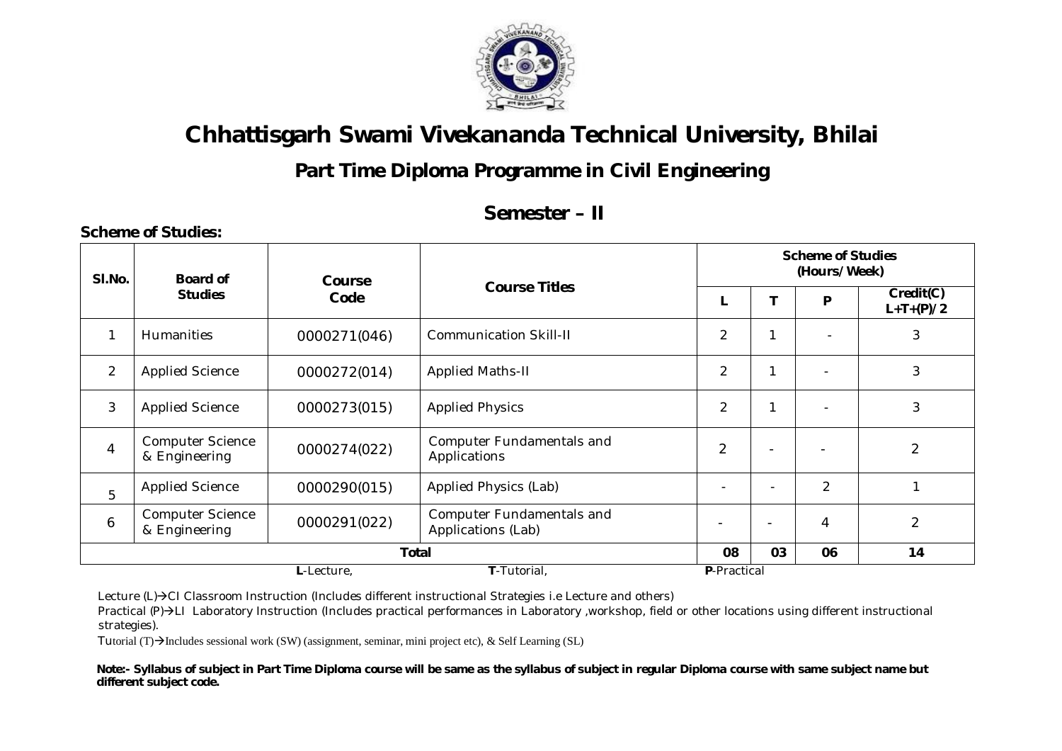# Chhattisgarh Swami Vivekananda Technical University, Bhilai

## Part Time Diploma Programme in Civil Engineering

## Semester – II

**Scheme of Studies:**

| Sl.No. | Board of Studies | Course Code | Course Titles | Scheme of Studies (Hours/Week) | | | |
|---|---|---|---|---|---|---|---|
| | | | | L | T | P | Credit(C) L+T+(P)/2 |
| 1 | Humanities | 0000271(046) | Communication Skill-II | 2 | 1 | - | 3 |
| 2 | Applied Science | 0000272(014) | Applied Maths-II | 2 | 1 | - | 3 |
| 3 | Applied Science | 0000273(015) | Applied Physics | 2 | 1 | - | 3 |
| 4 | Computer Science & Engineering | 0000274(022) | Computer Fundamentals and Applications | 2 | - | - | 2 |
| 5 | Applied Science | 0000290(015) | Applied Physics (Lab) | - | - | 2 | 1 |
| 6 | Computer Science & Engineering | 0000291(022) | Computer Fundamentals and Applications (Lab) | - | - | 4 | 2 |
| | | | **Total** | **08** | **03** | **06** | **14** |

**L**-Lecture, **T**-Tutorial, **P**-Practical

Lecture (L)→CI Classroom Instruction (Includes different instructional Strategies i.e Lecture and others)

Practical (P)→LI Laboratory Instruction (Includes practical performances in Laboratory ,workshop, field or other locations using different instructional strategies).

Tutorial (T)→Includes sessional work (SW) (assignment, seminar, mini project etc), & Self Learning (SL)

**Note:- Syllabus of subject in Part Time Diploma course will be same as the syllabus of subject in regular Diploma course with same subject name but different subject code.**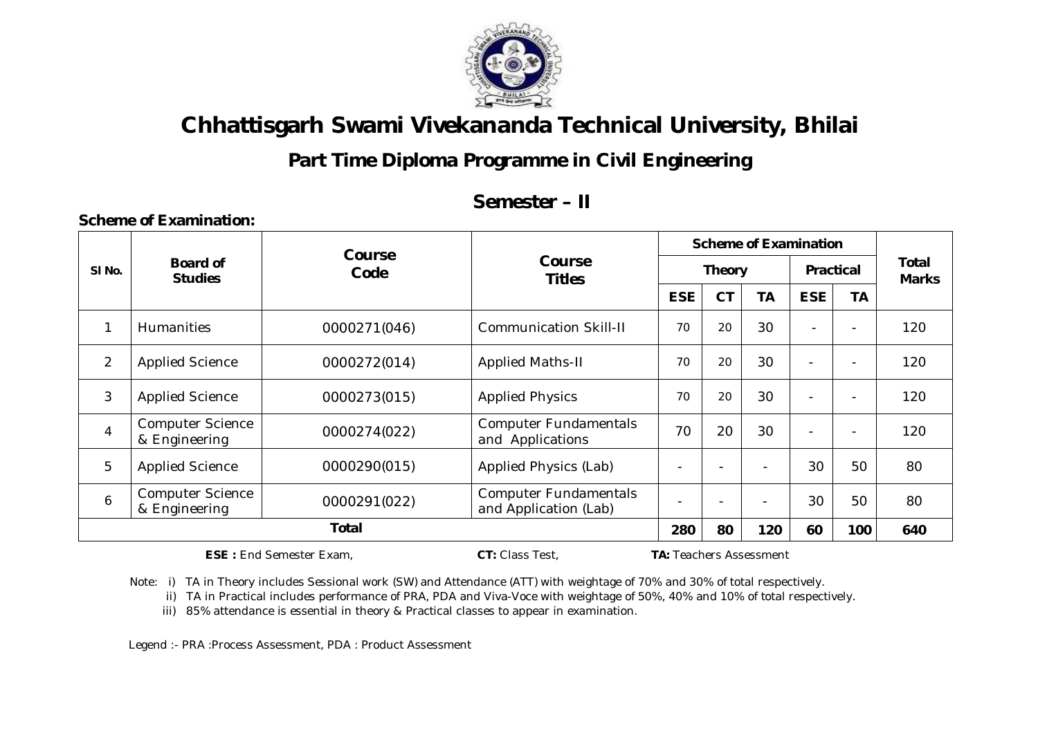# Chhattisgarh Swami Vivekananda Technical University, Bhilai

## Part Time Diploma Programme in Civil Engineering

## Semester – II

**Scheme of Examination:**

| Sl No. | Board of Studies | Course Code | Course Titles | Scheme of Examination | | | | | Total Marks |
|---|---|---|---|---|---|---|---|---|---|
| | | | | Theory | | | Practical | | |
| | | | | ESE | CT | TA | ESE | TA | |
| 1 | Humanities | 0000271(046) | Communication Skill-II | 70 | 20 | 30 | - | - | 120 |
| 2 | Applied Science | 0000272(014) | Applied Maths-II | 70 | 20 | 30 | - | - | 120 |
| 3 | Applied Science | 0000273(015) | Applied Physics | 70 | 20 | 30 | - | - | 120 |
| 4 | Computer Science & Engineering | 0000274(022) | Computer Fundamentals and Applications | 70 | 20 | 30 | - | - | 120 |
| 5 | Applied Science | 0000290(015) | Applied Physics (Lab) | - | - | - | 30 | 50 | 80 |
| 6 | Computer Science & Engineering | 0000291(022) | Computer Fundamentals and Application (Lab) | - | - | - | 30 | 50 | 80 |
| **Total** | | | | **280** | **80** | **120** | **60** | **100** | **640** |

**ESE :** End Semester Exam, **CT:** Class Test, **TA:** Teachers Assessment

Note: i) TA in Theory includes Sessional work (SW) and Attendance (ATT) with weightage of 70% and 30% of total respectively.

ii) TA in Practical includes performance of PRA, PDA and Viva-Voce with weightage of 50%, 40% and 10% of total respectively.

iii) 85% attendance is essential in theory & Practical classes to appear in examination.

Legend :- PRA :Process Assessment, PDA : Product Assessment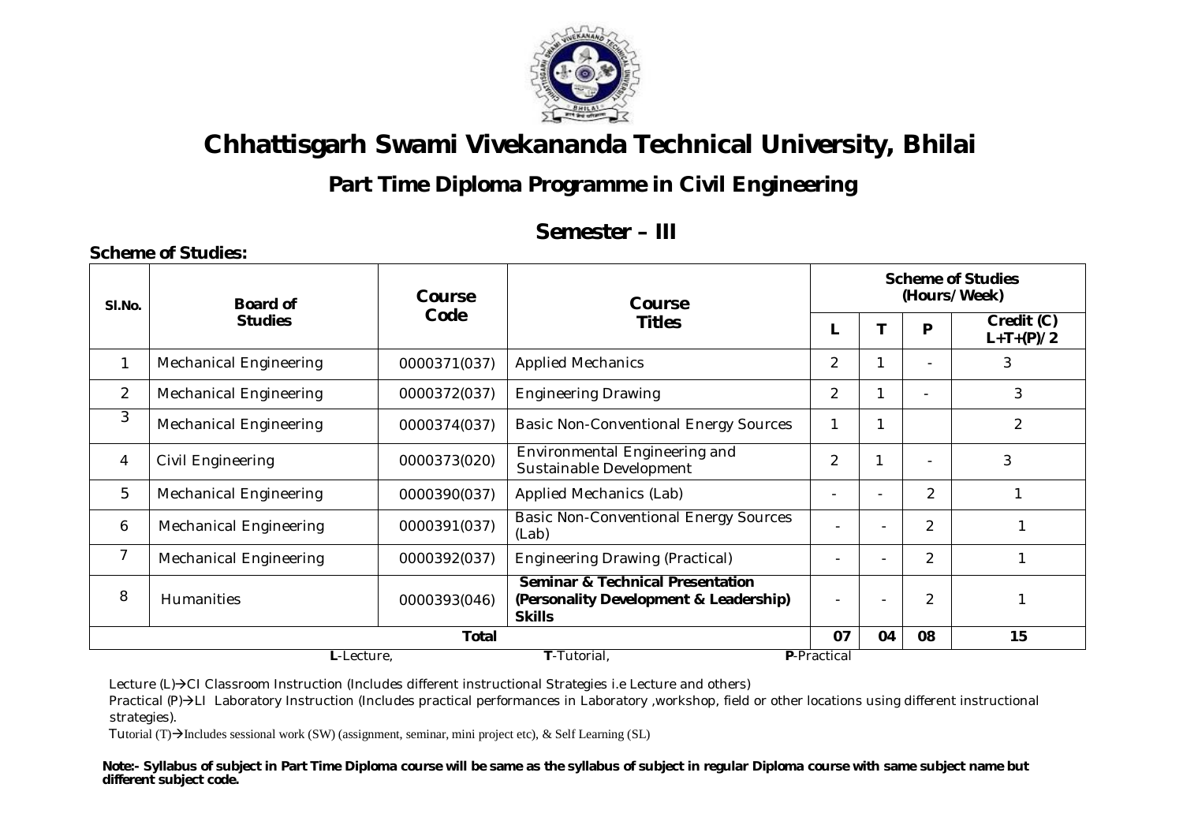# Chhattisgarh Swami Vivekananda Technical University, Bhilai

## Part Time Diploma Programme in Civil Engineering

## Semester – III

**Scheme of Studies:**

| Sl.No. | Board of Studies | Course Code | Course Titles | Scheme of Studies (Hours/Week) | | | |
|---|---|---|---|---|---|---|---|
| | | | | L | T | P | Credit (C) L+T+(P)/2 |
| 1 | Mechanical Engineering | 0000371(037) | Applied Mechanics | 2 | 1 | - | 3 |
| 2 | Mechanical Engineering | 0000372(037) | Engineering Drawing | 2 | 1 | - | 3 |
| 3 | Mechanical Engineering | 0000374(037) | Basic Non-Conventional Energy Sources | 1 | 1 | | 2 |
| 4 | Civil Engineering | 0000373(020) | Environmental Engineering and Sustainable Development | 2 | 1 | - | 3 |
| 5 | Mechanical Engineering | 0000390(037) | Applied Mechanics (Lab) | - | - | 2 | 1 |
| 6 | Mechanical Engineering | 0000391(037) | Basic Non-Conventional Energy Sources (Lab) | - | - | 2 | 1 |
| 7 | Mechanical Engineering | 0000392(037) | Engineering Drawing (Practical) | - | - | 2 | 1 |
| 8 | Humanities | 0000393(046) | **Seminar & Technical Presentation (Personality Development & Leadership) Skills** | - | - | 2 | 1 |
| | | | **Total** | **07** | **04** | **08** | **15** |

**L**-Lecture, **T**-Tutorial, **P**-Practical

Lecture (L)→CI Classroom Instruction (Includes different instructional Strategies i.e Lecture and others)

Practical (P)→LI Laboratory Instruction (Includes practical performances in Laboratory ,workshop, field or other locations using different instructional strategies).

Tutorial (T)→Includes sessional work (SW) (assignment, seminar, mini project etc), & Self Learning (SL)

**Note:- Syllabus of subject in Part Time Diploma course will be same as the syllabus of subject in regular Diploma course with same subject name but different subject code.**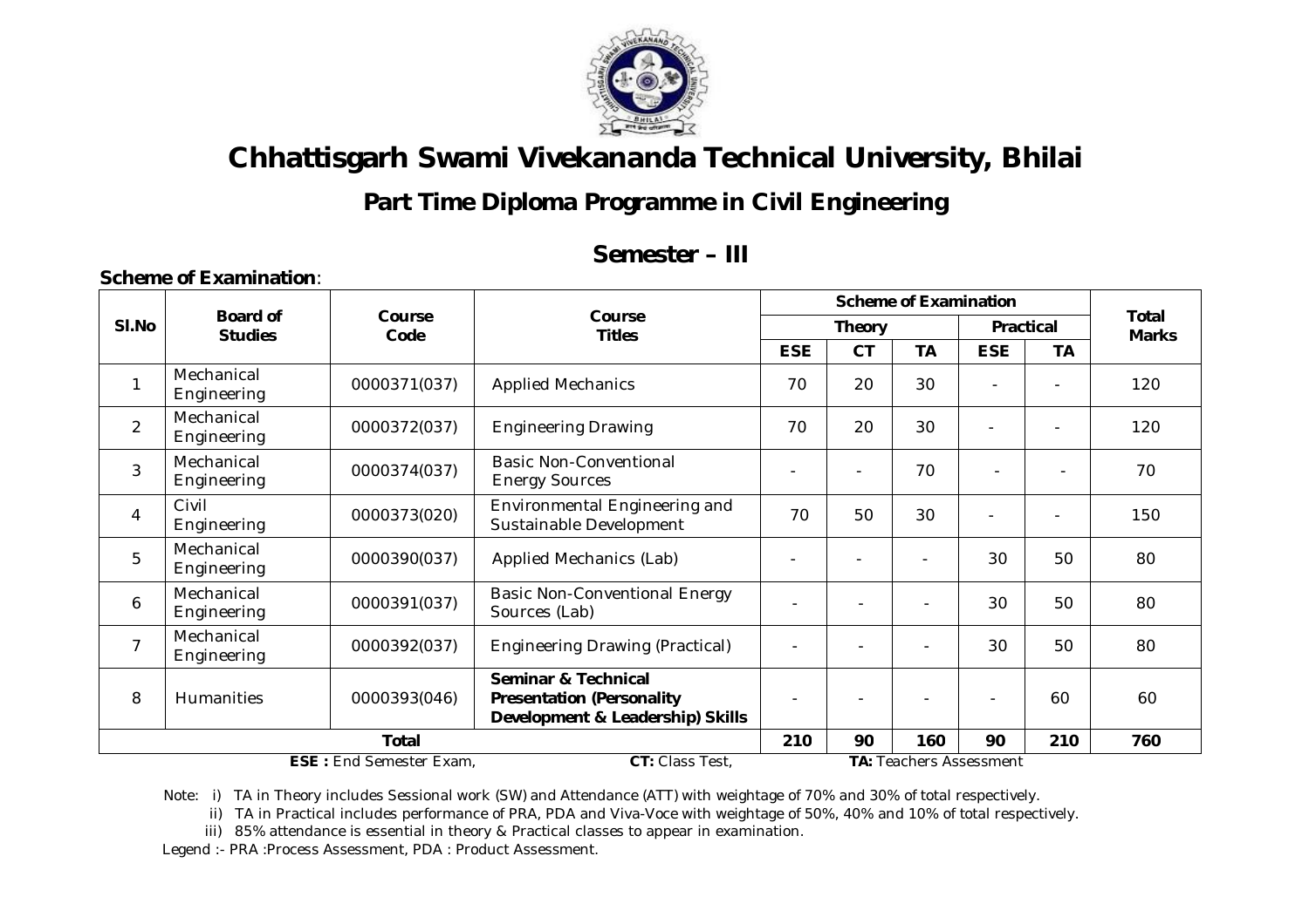# Chhattisgarh Swami Vivekananda Technical University, Bhilai

## Part Time Diploma Programme in Civil Engineering

## Semester – III

**Scheme of Examination**:

| Sl.No | Board of Studies | Course Code | Course Titles | Scheme of Examination | | | | | Total Marks |
|---|---|---|---|---|---|---|---|---|---|
| | | | | Theory | | | Practical | | |
| | | | | ESE | CT | TA | ESE | TA | |
| 1 | Mechanical Engineering | 0000371(037) | Applied Mechanics | 70 | 20 | 30 | - | - | 120 |
| 2 | Mechanical Engineering | 0000372(037) | Engineering Drawing | 70 | 20 | 30 | - | - | 120 |
| 3 | Mechanical Engineering | 0000374(037) | Basic Non-Conventional Energy Sources | - | - | 70 | - | - | 70 |
| 4 | Civil Engineering | 0000373(020) | Environmental Engineering and Sustainable Development | 70 | 50 | 30 | - | - | 150 |
| 5 | Mechanical Engineering | 0000390(037) | Applied Mechanics (Lab) | - | - | - | 30 | 50 | 80 |
| 6 | Mechanical Engineering | 0000391(037) | Basic Non-Conventional Energy Sources (Lab) | - | - | - | 30 | 50 | 80 |
| 7 | Mechanical Engineering | 0000392(037) | Engineering Drawing (Practical) | - | - | - | 30 | 50 | 80 |
| 8 | Humanities | 0000393(046) | **Seminar & Technical Presentation (Personality Development & Leadership) Skills** | - | - | - | - | 60 | 60 |
| | | **Total** | | **210** | **90** | **160** | **90** | **210** | **760** |

**ESE :** End Semester Exam, **CT:** Class Test, **TA:** Teachers Assessment

Note: i) TA in Theory includes Sessional work (SW) and Attendance (ATT) with weightage of 70% and 30% of total respectively.

ii) TA in Practical includes performance of PRA, PDA and Viva-Voce with weightage of 50%, 40% and 10% of total respectively.

iii) 85% attendance is essential in theory & Practical classes to appear in examination.

Legend :- PRA :Process Assessment, PDA : Product Assessment.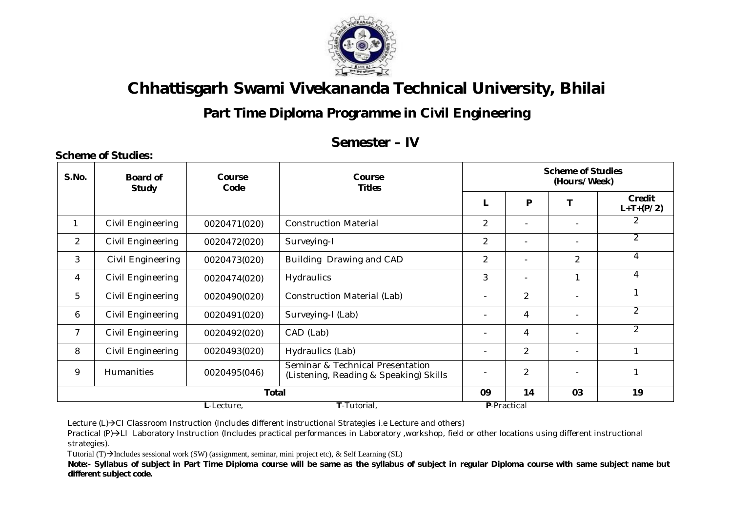# Chhattisgarh Swami Vivekananda Technical University, Bhilai

## Part Time Diploma Programme in Civil Engineering

## Semester – IV

**Scheme of Studies:**

| S.No. | Board of Study | Course Code | Course Titles | Scheme of Studies (Hours/Week) | | | |
|---|---|---|---|---|---|---|---|
| | | | | L | P | T | Credit L+T+(P/2) |
| 1 | Civil Engineering | 0020471(020) | Construction Material | 2 | - | - | 2 |
| 2 | Civil Engineering | 0020472(020) | Surveying-I | 2 | - | - | 2 |
| 3 | Civil Engineering | 0020473(020) | Building Drawing and CAD | 2 | - | 2 | 4 |
| 4 | Civil Engineering | 0020474(020) | Hydraulics | 3 | - | 1 | 4 |
| 5 | Civil Engineering | 0020490(020) | Construction Material (Lab) | - | 2 | - | 1 |
| 6 | Civil Engineering | 0020491(020) | Surveying-I (Lab) | - | 4 | - | 2 |
| 7 | Civil Engineering | 0020492(020) | CAD (Lab) | - | 4 | - | 2 |
| 8 | Civil Engineering | 0020493(020) | Hydraulics (Lab) | - | 2 | - | 1 |
| 9 | Humanities | 0020495(046) | Seminar & Technical Presentation (Listening, Reading & Speaking) Skills | - | 2 | - | 1 |
| **Total** | | | | **09** | **14** | **03** | **19** |

**L**-Lecture, **T**-Tutorial, **P**-Practical

Lecture (L)→CI Classroom Instruction (Includes different instructional Strategies i.e Lecture and others)

Practical (P)→LI Laboratory Instruction (Includes practical performances in Laboratory ,workshop, field or other locations using different instructional strategies).

Tutorial (T)→Includes sessional work (SW) (assignment, seminar, mini project etc), & Self Learning (SL)

**Note:- Syllabus of subject in Part Time Diploma course will be same as the syllabus of subject in regular Diploma course with same subject name but different subject code.**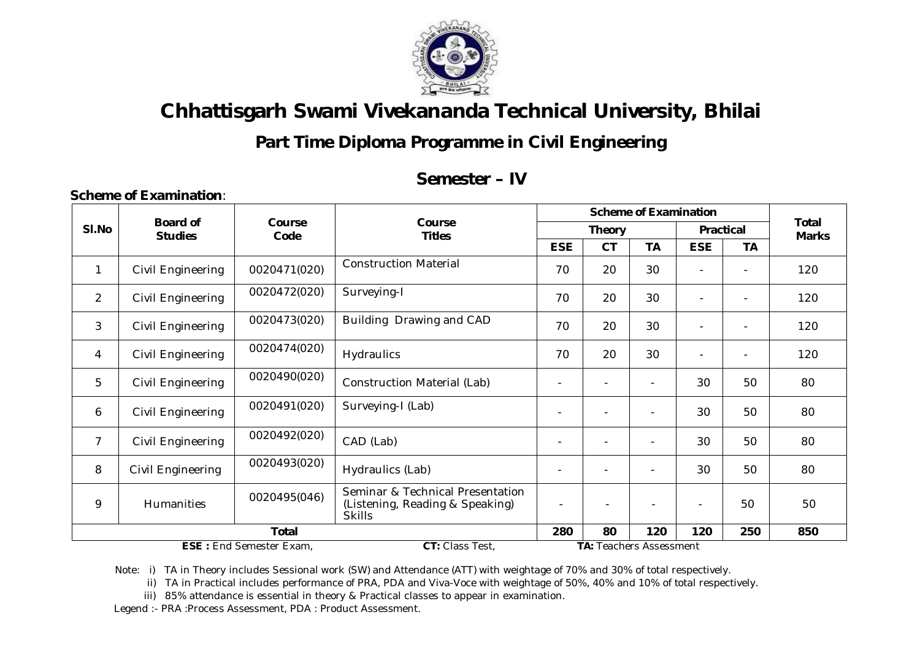# Chhattisgarh Swami Vivekananda Technical University, Bhilai

## Part Time Diploma Programme in Civil Engineering

## Semester – IV

**Scheme of Examination**:

| Sl.No | Board of Studies | Course Code | Course Titles | Scheme of Examination | | | | | Total Marks |
|---|---|---|---|---|---|---|---|---|---|
| | | | | Theory | | | Practical | | |
| | | | | ESE | CT | TA | ESE | TA | |
| 1 | Civil Engineering | 0020471(020) | Construction Material | 70 | 20 | 30 | - | - | 120 |
| 2 | Civil Engineering | 0020472(020) | Surveying-I | 70 | 20 | 30 | - | - | 120 |
| 3 | Civil Engineering | 0020473(020) | Building Drawing and CAD | 70 | 20 | 30 | - | - | 120 |
| 4 | Civil Engineering | 0020474(020) | Hydraulics | 70 | 20 | 30 | - | - | 120 |
| 5 | Civil Engineering | 0020490(020) | Construction Material (Lab) | - | - | - | 30 | 50 | 80 |
| 6 | Civil Engineering | 0020491(020) | Surveying-I (Lab) | - | - | - | 30 | 50 | 80 |
| 7 | Civil Engineering | 0020492(020) | CAD (Lab) | - | - | - | 30 | 50 | 80 |
| 8 | Civil Engineering | 0020493(020) | Hydraulics (Lab) | - | - | - | 30 | 50 | 80 |
| 9 | Humanities | 0020495(046) | Seminar & Technical Presentation (Listening, Reading & Speaking) Skills | - | - | - | - | 50 | 50 |
| **Total** | | | | **280** | **80** | **120** | **120** | **250** | **850** |

**ESE :** End Semester Exam, **CT:** Class Test, **TA:** Teachers Assessment

Note: i) TA in Theory includes Sessional work (SW) and Attendance (ATT) with weightage of 70% and 30% of total respectively.

ii) TA in Practical includes performance of PRA, PDA and Viva-Voce with weightage of 50%, 40% and 10% of total respectively.

iii) 85% attendance is essential in theory & Practical classes to appear in examination.

Legend :- PRA :Process Assessment, PDA : Product Assessment.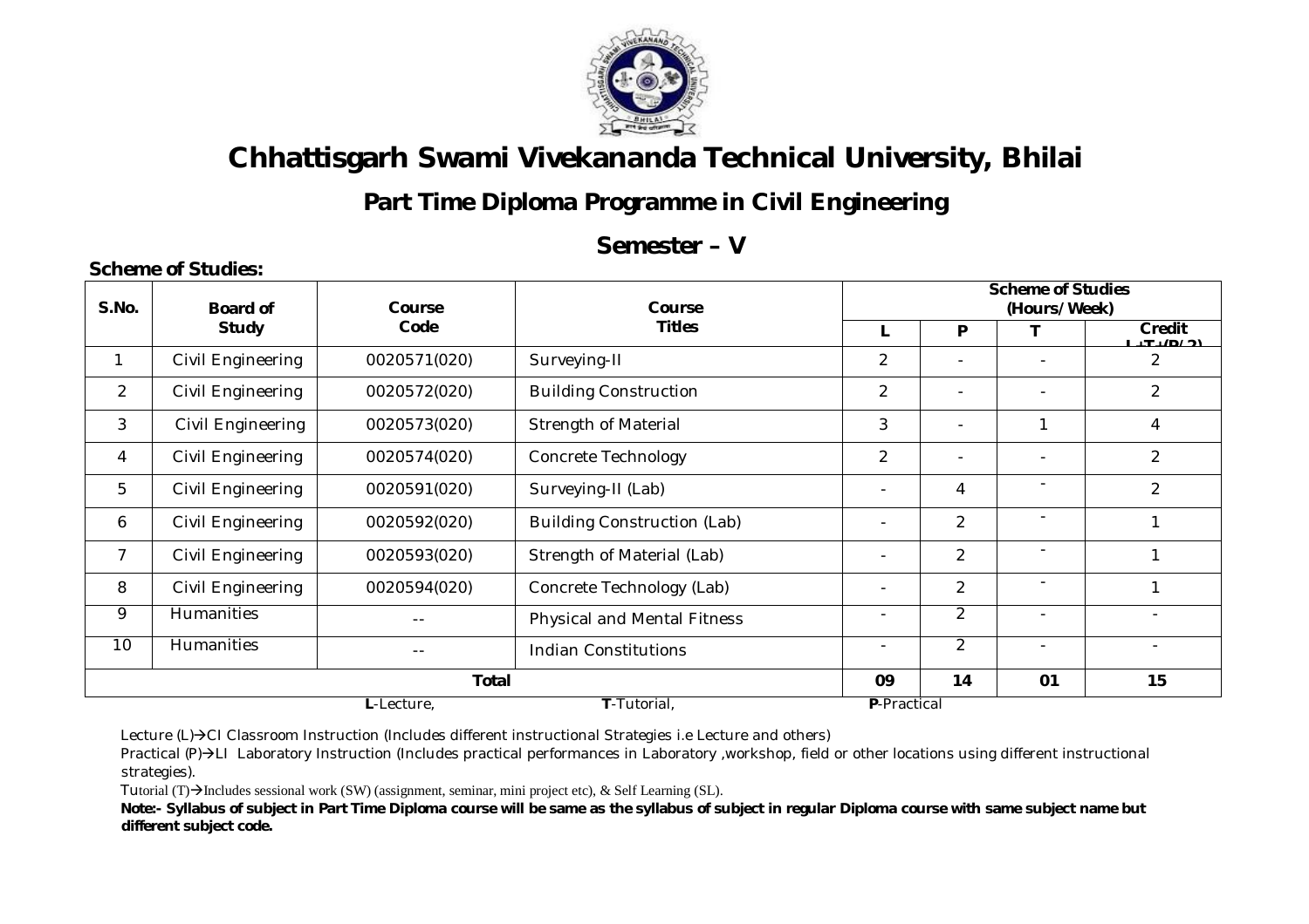# Chhattisgarh Swami Vivekananda Technical University, Bhilai

## Part Time Diploma Programme in Civil Engineering

## Semester – V

**Scheme of Studies:**

| S.No. | Board of Study | Course Code | Course Titles | Scheme of Studies (Hours/Week) | | | |
|---|---|---|---|---|---|---|---|
| | | | | L | P | T | Credit L+T+(P/2) |
| 1 | Civil Engineering | 0020571(020) | Surveying-II | 2 | - | - | 2 |
| 2 | Civil Engineering | 0020572(020) | Building Construction | 2 | - | - | 2 |
| 3 | Civil Engineering | 0020573(020) | Strength of Material | 3 | - | 1 | 4 |
| 4 | Civil Engineering | 0020574(020) | Concrete Technology | 2 | - | - | 2 |
| 5 | Civil Engineering | 0020591(020) | Surveying-II (Lab) | - | 4 | - | 2 |
| 6 | Civil Engineering | 0020592(020) | Building Construction (Lab) | - | 2 | - | 1 |
| 7 | Civil Engineering | 0020593(020) | Strength of Material (Lab) | - | 2 | - | 1 |
| 8 | Civil Engineering | 0020594(020) | Concrete Technology (Lab) | - | 2 | - | 1 |
| 9 | Humanities | -- | Physical and Mental Fitness | - | 2 | - | - |
| 10 | Humanities | -- | Indian Constitutions | - | 2 | - | - |
| | | | **Total** | **09** | **14** | **01** | **15** |

**L**-Lecture, **T**-Tutorial, **P**-Practical

Lecture (L)→CI Classroom Instruction (Includes different instructional Strategies i.e Lecture and others)

Practical (P)→LI Laboratory Instruction (Includes practical performances in Laboratory ,workshop, field or other locations using different instructional strategies).

Tutorial (T)→Includes sessional work (SW) (assignment, seminar, mini project etc), & Self Learning (SL).

**Note:- Syllabus of subject in Part Time Diploma course will be same as the syllabus of subject in regular Diploma course with same subject name but different subject code.**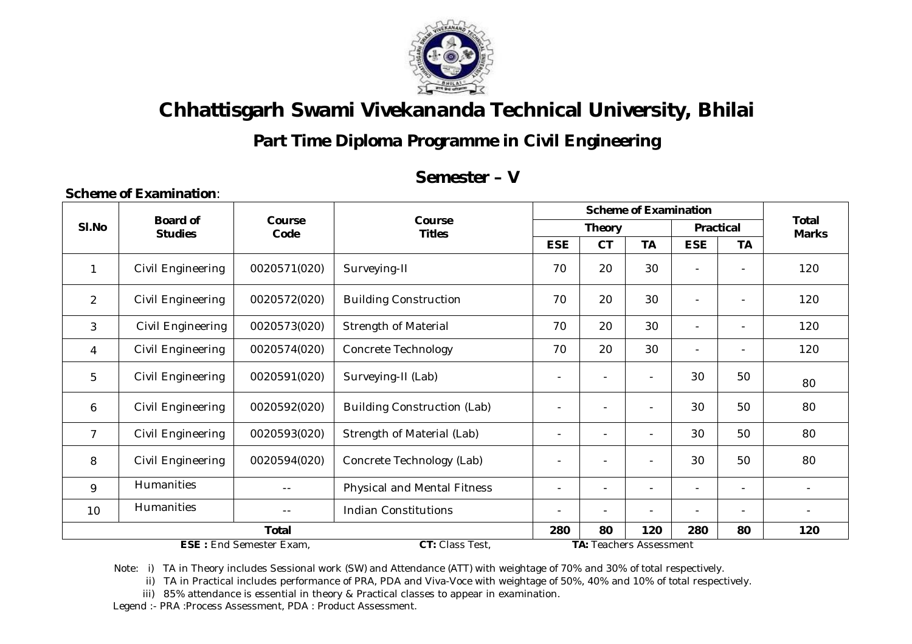# Chhattisgarh Swami Vivekananda Technical University, Bhilai

## Part Time Diploma Programme in Civil Engineering

## Semester – V

**Scheme of Examination**:

| Sl.No | Board of Studies | Course Code | Course Titles | Scheme of Examination | | | | | Total Marks |
|---|---|---|---|---|---|---|---|---|---|
| | | | | Theory | | | Practical | | |
| | | | | ESE | CT | TA | ESE | TA | |
| 1 | Civil Engineering | 0020571(020) | Surveying-II | 70 | 20 | 30 | - | - | 120 |
| 2 | Civil Engineering | 0020572(020) | Building Construction | 70 | 20 | 30 | - | - | 120 |
| 3 | Civil Engineering | 0020573(020) | Strength of Material | 70 | 20 | 30 | - | - | 120 |
| 4 | Civil Engineering | 0020574(020) | Concrete Technology | 70 | 20 | 30 | - | - | 120 |
| 5 | Civil Engineering | 0020591(020) | Surveying-II (Lab) | - | - | - | 30 | 50 | 80 |
| 6 | Civil Engineering | 0020592(020) | Building Construction (Lab) | - | - | - | 30 | 50 | 80 |
| 7 | Civil Engineering | 0020593(020) | Strength of Material (Lab) | - | - | - | 30 | 50 | 80 |
| 8 | Civil Engineering | 0020594(020) | Concrete Technology (Lab) | - | - | - | 30 | 50 | 80 |
| 9 | Humanities | -- | Physical and Mental Fitness | - | - | - | - | - | - |
| 10 | Humanities | -- | Indian Constitutions | - | - | - | - | - | - |
| | | **Total** | | **280** | **80** | **120** | **280** | **80** | **120** |

**ESE :** End Semester Exam, **CT:** Class Test, **TA:** Teachers Assessment

Note: i) TA in Theory includes Sessional work (SW) and Attendance (ATT) with weightage of 70% and 30% of total respectively.

ii) TA in Practical includes performance of PRA, PDA and Viva-Voce with weightage of 50%, 40% and 10% of total respectively.

iii) 85% attendance is essential in theory & Practical classes to appear in examination.

Legend :- PRA :Process Assessment, PDA : Product Assessment.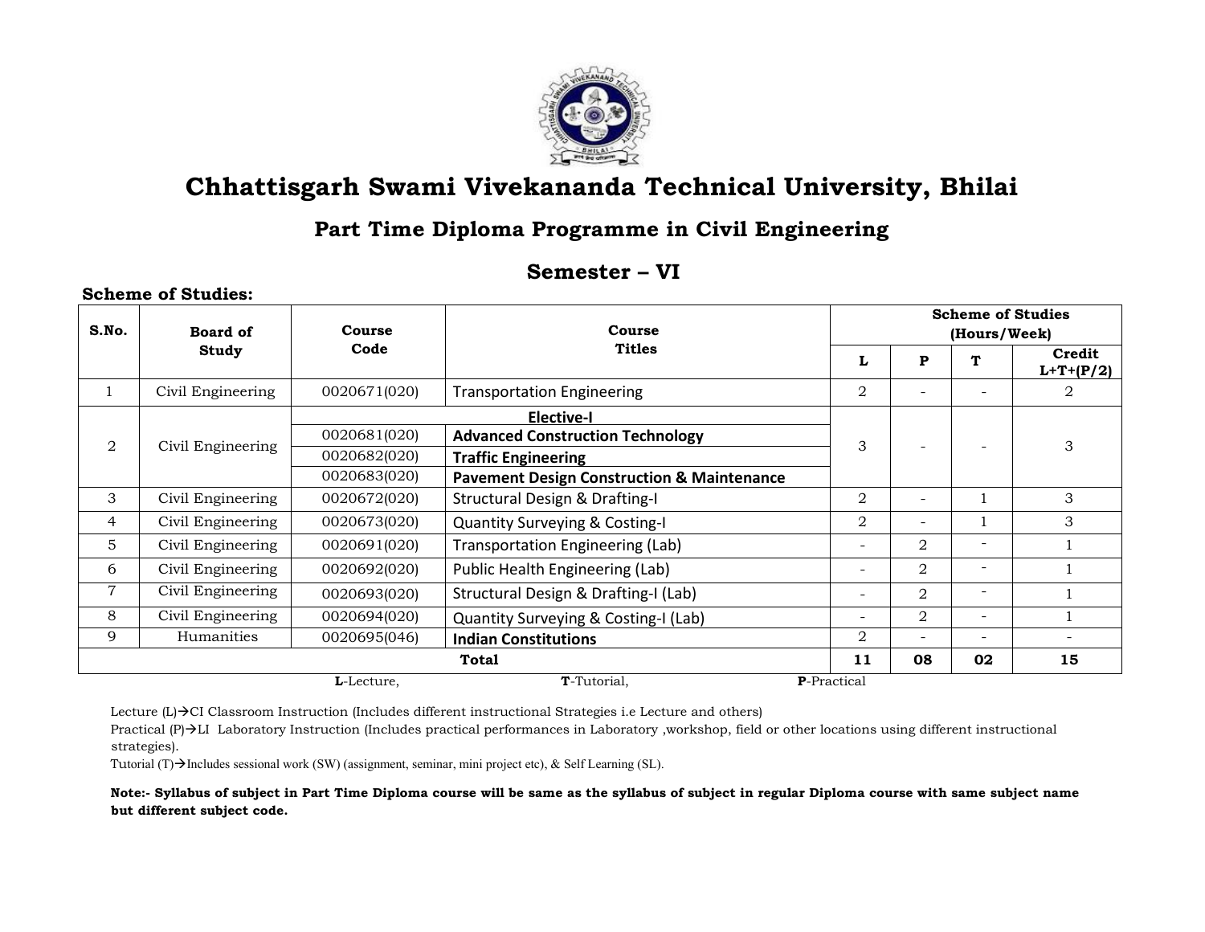# Chhattisgarh Swami Vivekananda Technical University, Bhilai

## Part Time Diploma Programme in Civil Engineering

## Semester – VI

**Scheme of Studies:**

| S.No. | Board of Study | Course Code | Course Titles | Scheme of Studies (Hours/Week) | | | |
|---|---|---|---|---|---|---|---|
| | | | | L | P | T | Credit L+T+(P/2) |
| 1 | Civil Engineering | 0020671(020) | Transportation Engineering | 2 | - | - | 2 |
| 2 | Civil Engineering | | **Elective-I** | 3 | - | - | 3 |
| | | 0020681(020) | **Advanced Construction Technology** | | | | |
| | | 0020682(020) | **Traffic Engineering** | | | | |
| | | 0020683(020) | **Pavement Design Construction & Maintenance** | | | | |
| 3 | Civil Engineering | 0020672(020) | Structural Design & Drafting-I | 2 | - | 1 | 3 |
| 4 | Civil Engineering | 0020673(020) | Quantity Surveying & Costing-I | 2 | - | 1 | 3 |
| 5 | Civil Engineering | 0020691(020) | Transportation Engineering (Lab) | - | 2 | - | 1 |
| 6 | Civil Engineering | 0020692(020) | Public Health Engineering (Lab) | - | 2 | - | 1 |
| 7 | Civil Engineering | 0020693(020) | Structural Design & Drafting-I (Lab) | - | 2 | - | 1 |
| 8 | Civil Engineering | 0020694(020) | Quantity Surveying & Costing-I (Lab) | - | 2 | - | 1 |
| 9 | Humanities | 0020695(046) | **Indian Constitutions** | 2 | - | - | - |
| | | | **Total** | **11** | **08** | **02** | **15** |

**L**-Lecture, **T**-Tutorial, **P**-Practical

Lecture (L)→CI Classroom Instruction (Includes different instructional Strategies i.e Lecture and others)

Practical (P)→LI Laboratory Instruction (Includes practical performances in Laboratory ,workshop, field or other locations using different instructional strategies).

Tutorial (T)→Includes sessional work (SW) (assignment, seminar, mini project etc), & Self Learning (SL).

**Note:- Syllabus of subject in Part Time Diploma course will be same as the syllabus of subject in regular Diploma course with same subject name but different subject code.**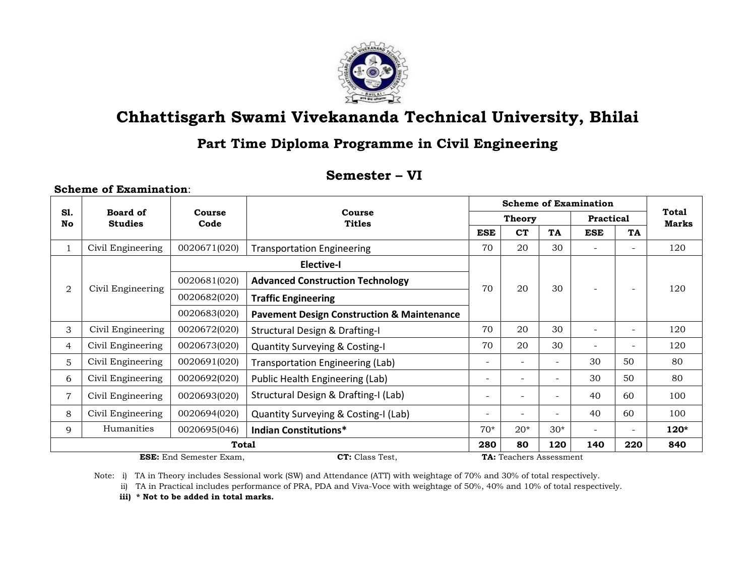# Chhattisgarh Swami Vivekananda Technical University, Bhilai

## Part Time Diploma Programme in Civil Engineering

## Semester – VI

**Scheme of Examination**:

| Sl. No | Board of Studies | Course Code | Course Titles | Scheme of Examination | | | | | Total Marks |
|---|---|---|---|---|---|---|---|---|---|
| | | | | Theory | | | Practical | | |
| | | | | ESE | CT | TA | ESE | TA | |
| 1 | Civil Engineering | 0020671(020) | Transportation Engineering | 70 | 20 | 30 | - | - | 120 |
| 2 | Civil Engineering | | **Elective-I** | 70 | 20 | 30 | - | - | 120 |
| | | 0020681(020) | **Advanced Construction Technology** | | | | | | |
| | | 0020682(020) | **Traffic Engineering** | | | | | | |
| | | 0020683(020) | **Pavement Design Construction & Maintenance** | | | | | | |
| 3 | Civil Engineering | 0020672(020) | Structural Design & Drafting-I | 70 | 20 | 30 | - | - | 120 |
| 4 | Civil Engineering | 0020673(020) | Quantity Surveying & Costing-I | 70 | 20 | 30 | - | - | 120 |
| 5 | Civil Engineering | 0020691(020) | Transportation Engineering (Lab) | - | - | - | 30 | 50 | 80 |
| 6 | Civil Engineering | 0020692(020) | Public Health Engineering (Lab) | - | - | - | 30 | 50 | 80 |
| 7 | Civil Engineering | 0020693(020) | Structural Design & Drafting-I (Lab) | - | - | - | 40 | 60 | 100 |
| 8 | Civil Engineering | 0020694(020) | Quantity Surveying & Costing-I (Lab) | - | - | - | 40 | 60 | 100 |
| 9 | Humanities | 0020695(046) | **Indian Constitutions*** | 70* | 20* | 30* | - | - | **120*** |
| **Total** | | | | **280** | **80** | **120** | **140** | **220** | **840** |

**ESE:** End Semester Exam, **CT:** Class Test, **TA:** Teachers Assessment

Note: i) TA in Theory includes Sessional work (SW) and Attendance (ATT) with weightage of 70% and 30% of total respectively.
ii) TA in Practical includes performance of PRA, PDA and Viva-Voce with weightage of 50%, 40% and 10% of total respectively.
**iii) * Not to be added in total marks.**